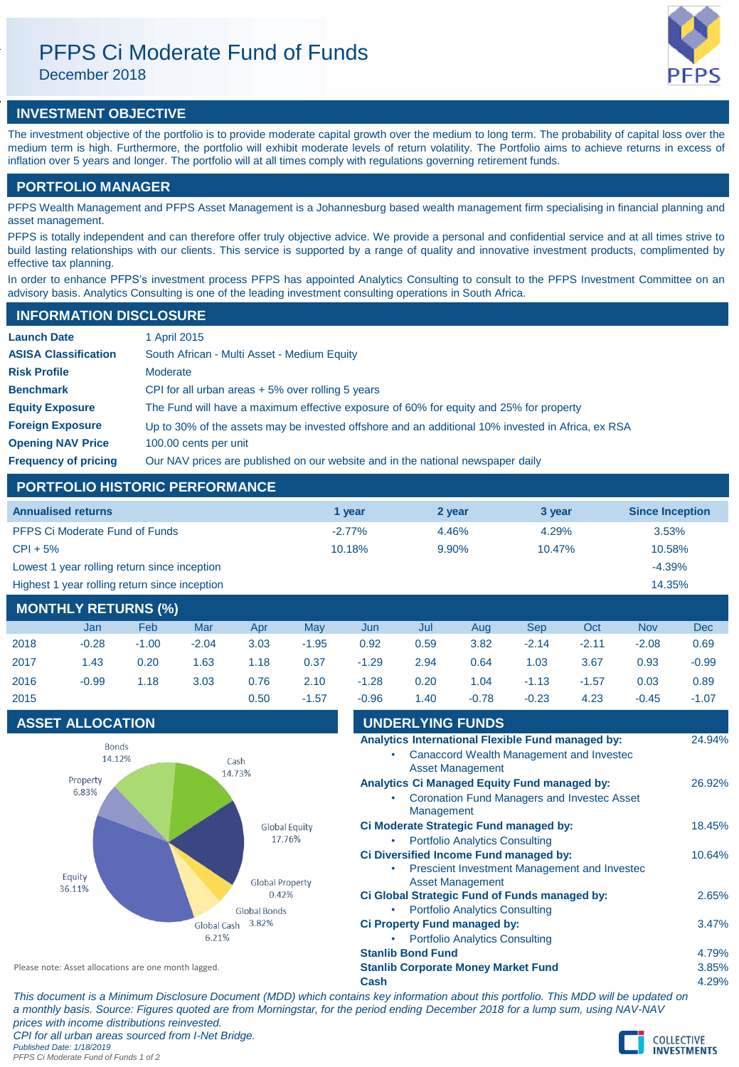# PFPS Ci Moderate Fund of Funds

December 2018

PFPS

## INVESTMENT OBJECTIVE

The investment objective of the portfolio is to provide moderate capital growth over the medium to long term. The probability of capital loss over the medium term is high. Furthermore, the portfolio will exhibit moderate levels of return volatility. The Portfolio aims to achieve returns in excess of inflation over 5 years and longer. The portfolio will at all times comply with regulations governing retirement funds.

## PORTFOLIO MANAGER

PFPS Wealth Management and PFPS Asset Management is a Johannesburg based wealth management firm specialising in financial planning and asset management.

PFPS is totally independent and can therefore offer truly objective advice. We provide a personal and confidential service and at all times strive to build lasting relationships with our clients. This service is supported by a range of quality and innovative investment products, complimented by effective tax planning.

In order to enhance PFPS's investment process PFPS has appointed Analytics Consulting to consult to the PFPS Investment Committee on an advisory basis. Analytics Consulting is one of the leading investment consulting operations in South Africa.

## INFORMATION DISCLOSURE

| | |
|---|---|
| **Launch Date** | 1 April 2015 |
| **ASISA Classification** | South African - Multi Asset - Medium Equity |
| **Risk Profile** | Moderate |
| **Benchmark** | CPI for all urban areas + 5% over rolling 5 years |
| **Equity Exposure** | The Fund will have a maximum effective exposure of 60% for equity and 25% for property |
| **Foreign Exposure** | Up to 30% of the assets may be invested offshore and an additional 10% invested in Africa, ex RSA |
| **Opening NAV Price** | 100.00 cents per unit |
| **Frequency of pricing** | Our NAV prices are published on our website and in the national newspaper daily |

## PORTFOLIO HISTORIC PERFORMANCE

| **Annualised returns** | **1 year** | **2 year** | **3 year** | **Since Inception** |
|---|---|---|---|---|
| PFPS Ci Moderate Fund of Funds | -2.77% | 4.46% | 4.29% | 3.53% |
| CPI + 5% | 10.18% | 9.90% | 10.47% | 10.58% |
| Lowest 1 year rolling return since inception | | | | -4.39% |
| Highest 1 year rolling return since inception | | | | 14.35% |

## MONTHLY RETURNS (%)

| | Jan | Feb | Mar | Apr | May | Jun | Jul | Aug | Sep | Oct | Nov | Dec |
|---|---|---|---|---|---|---|---|---|---|---|---|---|
| 2018 | -0.28 | -1.00 | -2.04 | 3.03 | -1.95 | 0.92 | 0.59 | 3.82 | -2.14 | -2.11 | -2.08 | 0.69 |
| 2017 | 1.43 | 0.20 | 1.63 | 1.18 | 0.37 | -1.29 | 2.94 | 0.64 | 1.03 | 3.67 | 0.93 | -0.99 |
| 2016 | -0.99 | 1.18 | 3.03 | 0.76 | 2.10 | -1.28 | 0.20 | 1.04 | -1.13 | -1.57 | 0.03 | 0.89 |
| 2015 | | | | 0.50 | -1.57 | -0.96 | 1.40 | -0.78 | -0.23 | 4.23 | -0.45 | -1.07 |

## ASSET ALLOCATION

Bonds 14.12%
Cash 14.73%
Property 6.83%
Global Equity 17.76%
Equity 36.11%
Global Property 0.42%
Global Bonds 3.82%
Global Cash 6.21%

Please note: Asset allocations are one month lagged.

## UNDERLYING FUNDS

| | |
|---|---|
| **Analytics International Flexible Fund managed by:** <br> • Canaccord Wealth Management and Investec Asset Management | 24.94% |
| **Analytics Ci Managed Equity Fund managed by:** <br> • Coronation Fund Managers and Investec Asset Management | 26.92% |
| **Ci Moderate Strategic Fund managed by:** <br> • Portfolio Analytics Consulting | 18.45% |
| **Ci Diversified Income Fund managed by:** <br> • Prescient Investment Management and Investec Asset Management | 10.64% |
| **Ci Global Strategic Fund of Funds managed by:** <br> • Portfolio Analytics Consulting | 2.65% |
| **Ci Property Fund managed by:** <br> • Portfolio Analytics Consulting | 3.47% |
| **Stanlib Bond Fund** | 4.79% |
| **Stanlib Corporate Money Market Fund** | 3.85% |
| **Cash** | 4.29% |

*This document is a Minimum Disclosure Document (MDD) which contains key information about this portfolio. This MDD will be updated on a monthly basis. Source: Figures quoted are from Morningstar, for the period ending December 2018 for a lump sum, using NAV-NAV prices with income distributions reinvested.*

*CPI for all urban areas sourced from I-Net Bridge.*

*Published Date: 1/18/2019*

COLLECTIVE INVESTMENTS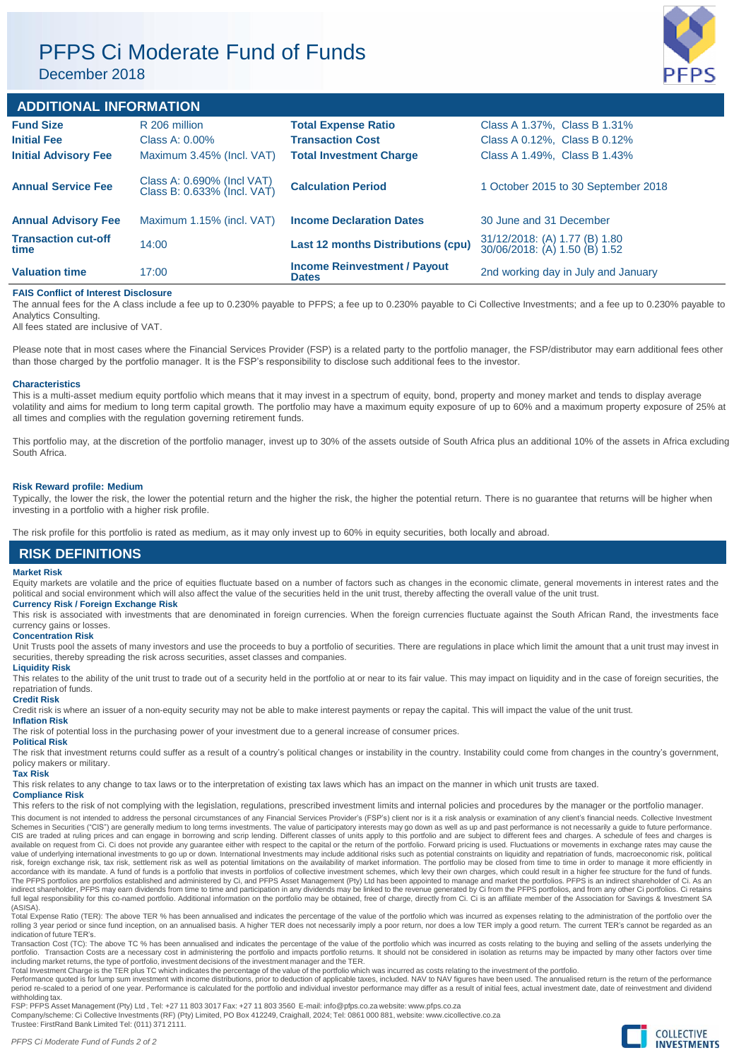# PFPS Ci Moderate Fund of Funds

December 2018

## ADDITIONAL INFORMATION

| | | | |
|---|---|---|---|
| **Fund Size** | R 206 million | **Total Expense Ratio** | Class A 1.37%, Class B 1.31% |
| **Initial Fee** | Class A: 0.00% | **Transaction Cost** | Class A 0.12%, Class B 0.12% |
| **Initial Advisory Fee** | Maximum 3.45% (Incl. VAT) | **Total Investment Charge** | Class A 1.49%, Class B 1.43% |
| **Annual Service Fee** | Class A: 0.690% (Incl VAT) Class B: 0.633% (Incl. VAT) | **Calculation Period** | 1 October 2015 to 30 September 2018 |
| **Annual Advisory Fee** | Maximum 1.15% (incl. VAT) | **Income Declaration Dates** | 30 June and 31 December |
| **Transaction cut-off time** | 14:00 | **Last 12 months Distributions (cpu)** | 31/12/2018: (A) 1.77 (B) 1.80 30/06/2018: (A) 1.50 (B) 1.52 |
| **Valuation time** | 17:00 | **Income Reinvestment / Payout Dates** | 2nd working day in July and January |

**FAIS Conflict of Interest Disclosure**

The annual fees for the A class include a fee up to 0.230% payable to PFPS; a fee up to 0.230% payable to Ci Collective Investments; and a fee up to 0.230% payable to Analytics Consulting.

All fees stated are inclusive of VAT.

Please note that in most cases where the Financial Services Provider (FSP) is a related party to the portfolio manager, the FSP/distributor may earn additional fees other than those charged by the portfolio manager. It is the FSP's responsibility to disclose such additional fees to the investor.

**Characteristics**

This is a multi-asset medium equity portfolio which means that it may invest in a spectrum of equity, bond, property and money market and tends to display average volatility and aims for medium to long term capital growth. The portfolio may have a maximum equity exposure of up to 60% and a maximum property exposure of 25% at all times and complies with the regulation governing retirement funds.

This portfolio may, at the discretion of the portfolio manager, invest up to 30% of the assets outside of South Africa plus an additional 10% of the assets in Africa excluding South Africa.

**Risk Reward profile: Medium**

Typically, the lower the risk, the lower the potential return and the higher the risk, the higher the potential return. There is no guarantee that returns will be higher when investing in a portfolio with a higher risk profile.

The risk profile for this portfolio is rated as medium, as it may only invest up to 60% in equity securities, both locally and abroad.

## RISK DEFINITIONS

**Market Risk**

Equity markets are volatile and the price of equities fluctuate based on a number of factors such as changes in the economic climate, general movements in interest rates and the political and social environment which will also affect the value of the securities held in the unit trust, thereby affecting the overall value of the unit trust.

**Currency Risk / Foreign Exchange Risk**

This risk is associated with investments that are denominated in foreign currencies. When the foreign currencies fluctuate against the South African Rand, the investments face currency gains or losses.

**Concentration Risk**

Unit Trusts pool the assets of many investors and use the proceeds to buy a portfolio of securities. There are regulations in place which limit the amount that a unit trust may invest in securities, thereby spreading the risk across securities, asset classes and companies.

**Liquidity Risk**

This relates to the ability of the unit trust to trade out of a security held in the portfolio at or near to its fair value. This may impact on liquidity and in the case of foreign securities, the repatriation of funds.

**Credit Risk**

Credit risk is where an issuer of a non-equity security may not be able to make interest payments or repay the capital. This will impact the value of the unit trust.

**Inflation Risk**

The risk of potential loss in the purchasing power of your investment due to a general increase of consumer prices.

**Political Risk**

The risk that investment returns could suffer as a result of a country's political changes or instability in the country. Instability could come from changes in the country's government, policy makers or military.

**Tax Risk**

This risk relates to any change to tax laws or to the interpretation of existing tax laws which has an impact on the manner in which unit trusts are taxed.

**Compliance Risk**

This refers to the risk of not complying with the legislation, regulations, prescribed investment limits and internal policies and procedures by the manager or the portfolio manager.

This document is not intended to address the personal circumstances of any Financial Services Provider's (FSP's) client nor is it a risk analysis or examination of any client's financial needs. Collective Investment Schemes in Securities ("CIS") are generally medium to long terms investments. The value of participatory interests may go down as well as up and past performance is not necessarily a guide to future performance. CIS are traded at ruling prices and can engage in borrowing and scrip lending. Different classes of units apply to this portfolio and are subject to different fees and charges. A schedule of fees and charges is available on request from Ci. Ci does not provide any guarantee either with respect to the capital or the return of the portfolio. Forward pricing is used. Fluctuations or movements in exchange rates may cause the value of underlying international investments to go up or down. International Investments may include additional risks such as potential constraints on liquidity and repatriation of funds, macroeconomic risk, political risk, foreign exchange risk, tax risk, settlement risk as well as potential limitations on the availability of market information. The portfolio may be closed from time to time in order to manage it more efficiently in accordance with its mandate. A fund of funds is a portfolio that invests in portfolios of collective investment schemes, which levy their own charges, which could result in a higher fee structure for the fund of funds. The PFPS portfolios are portfolios established and administered by Ci, and PFPS Asset Management (Pty) Ltd has been appointed to manage and market the portfolios. PFPS is an indirect shareholder of Ci. As an indirect shareholder, PFPS may earn dividends from time to time and participation in any dividends may be linked to the revenue generated by Ci from the PFPS portfolios, and from any other Ci portfolios. Ci retains full legal responsibility for this co-named portfolio. Additional information on the portfolio may be obtained, free of charge, directly from Ci. Ci is an affiliate member of the Association for Savings & Investment SA (ASISA).

Total Expense Ratio (TER): The above TER % has been annualised and indicates the percentage of the value of the portfolio which was incurred as expenses relating to the administration of the portfolio over the rolling 3 year period or since fund inception, on an annualised basis. A higher TER does not necessarily imply a poor return, nor does a low TER imply a good return. The current TER's cannot be regarded as an indication of future TER's.

Transaction Cost (TC): The above TC % has been annualised and indicates the percentage of the value of the portfolio which was incurred as costs relating to the buying and selling of the assets underlying the portfolio. Transaction Costs are a necessary cost in administering the portfolio and impacts portfolio returns. It should not be considered in isolation as returns may be impacted by many other factors over time including market returns, the type of portfolio, investment decisions of the investment manager and the TER.

Total Investment Charge is the TER plus TC which indicates the percentage of the value of the portfolio which was incurred as costs relating to the investment of the portfolio.

Performance quoted is for lump sum investment with income distributions, prior to deduction of applicable taxes, included. NAV to NAV figures have been used. The annualised return is the return of the performance period re-scaled to a period of one year. Performance is calculated for the portfolio and individual investor performance may differ as a result of initial fees, actual investment date, date of reinvestment and dividend withholding tax.

FSP: PFPS Asset Management (Pty) Ltd , Tel: +27 11 803 3017 Fax: +27 11 803 3560 E-mail: info@pfps.co.za website: www.pfps.co.za

Company/scheme: Ci Collective Investments (RF) (Pty) Limited, PO Box 412249, Craighall, 2024; Tel: 0861 000 881, website: www.cicollective.co.za

Trustee: FirstRand Bank Limited Tel: (011) 371 2111.